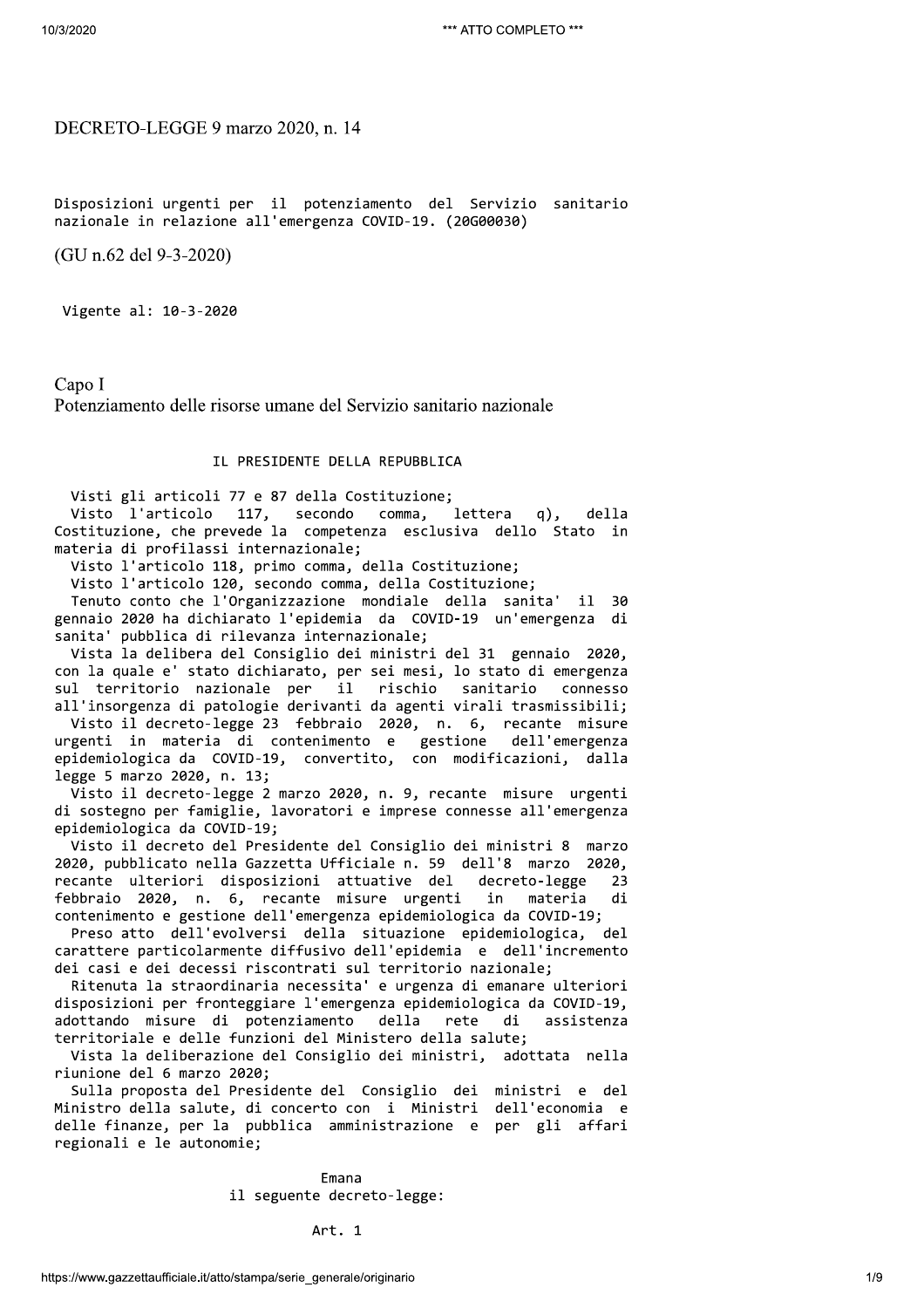# DECRETO-LEGGE 9 marzo 2020, n. 14

Disposizioni urgenti per il potenziamento del Servizio sanitario nazionale in relazione all'emergenza COVID-19. (20G00030)

(GU n.62 del 9-3-2020)

Vigente al: 10-3-2020

## Capo I
## Potenziamento delle risorse umane del Servizio sanitario nazionale

IL PRESIDENTE DELLA REPUBBLICA

Visti gli articoli 77 e 87 della Costituzione;

Visto l'articolo 117, secondo comma, lettera q), della Costituzione, che prevede la competenza esclusiva dello Stato in materia di profilassi internazionale;

Visto l'articolo 118, primo comma, della Costituzione;

Visto l'articolo 120, secondo comma, della Costituzione;

Tenuto conto che l'Organizzazione mondiale della sanita' il 30 gennaio 2020 ha dichiarato l'epidemia da COVID-19 un'emergenza di sanita' pubblica di rilevanza internazionale;

Vista la delibera del Consiglio dei ministri del 31 gennaio 2020, con la quale e' stato dichiarato, per sei mesi, lo stato di emergenza sul territorio nazionale per il rischio sanitario connesso all'insorgenza di patologie derivanti da agenti virali trasmissibili;

Visto il decreto-legge 23 febbraio 2020, n. 6, recante misure urgenti in materia di contenimento e gestione dell'emergenza epidemiologica da COVID-19, convertito, con modificazioni, dalla legge 5 marzo 2020, n. 13;

Visto il decreto-legge 2 marzo 2020, n. 9, recante misure urgenti di sostegno per famiglie, lavoratori e imprese connesse all'emergenza epidemiologica da COVID-19;

Visto il decreto del Presidente del Consiglio dei ministri 8 marzo 2020, pubblicato nella Gazzetta Ufficiale n. 59 dell'8 marzo 2020, recante ulteriori disposizioni attuative del decreto-legge 23 febbraio 2020, n. 6, recante misure urgenti in materia di contenimento e gestione dell'emergenza epidemiologica da COVID-19;

Preso atto dell'evolversi della situazione epidemiologica, del carattere particolarmente diffusivo dell'epidemia e dell'incremento dei casi e dei decessi riscontrati sul territorio nazionale;

Ritenuta la straordinaria necessita' e urgenza di emanare ulteriori disposizioni per fronteggiare l'emergenza epidemiologica da COVID-19, adottando misure di potenziamento della rete di assistenza territoriale e delle funzioni del Ministero della salute;

Vista la deliberazione del Consiglio dei ministri, adottata nella riunione del 6 marzo 2020;

Sulla proposta del Presidente del Consiglio dei ministri e del Ministro della salute, di concerto con i Ministri dell'economia e delle finanze, per la pubblica amministrazione e per gli affari regionali e le autonomie;

Emana
il seguente decreto-legge:

Art. 1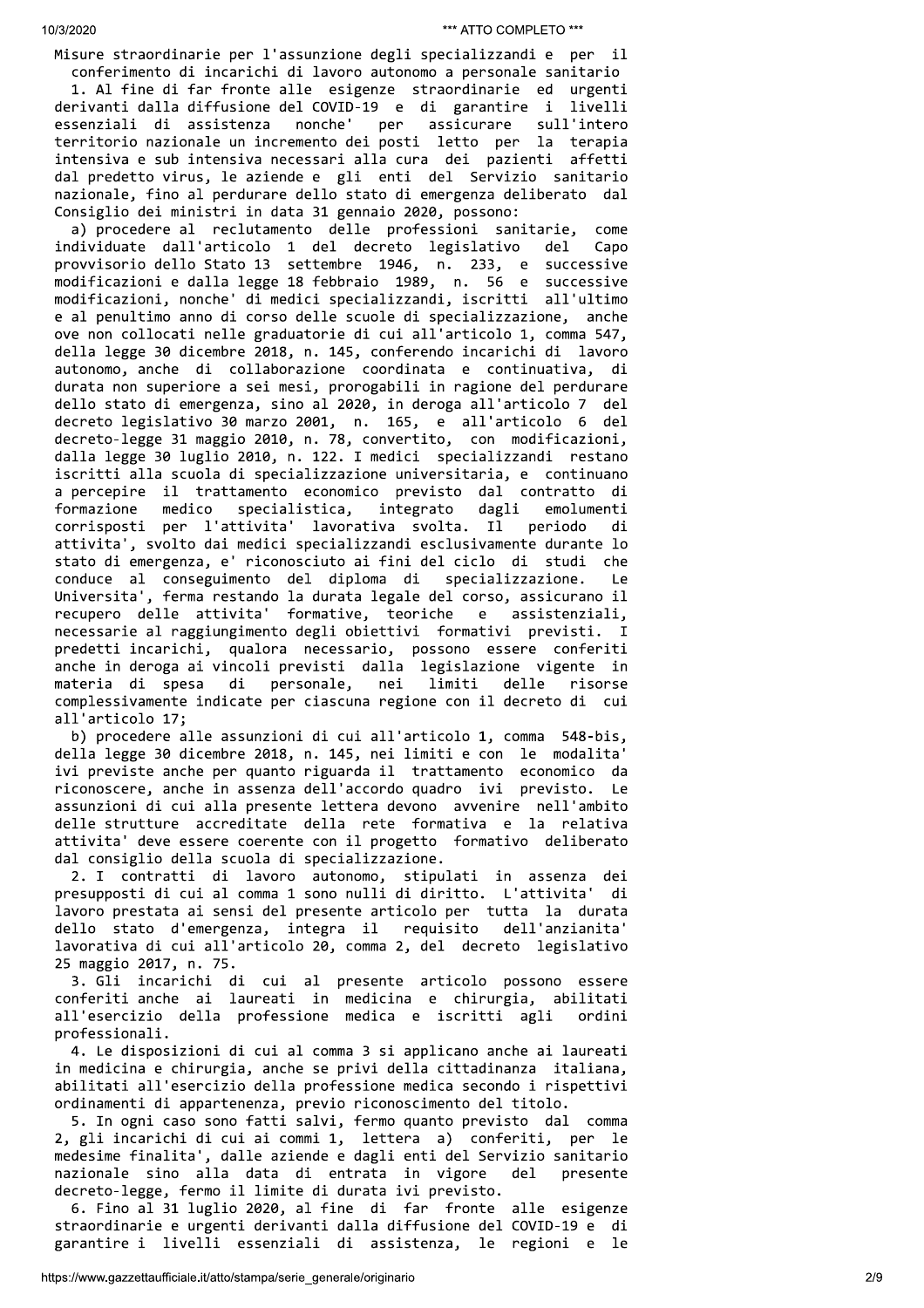Misure straordinarie per l'assunzione degli specializzandi e per il conferimento di incarichi di lavoro autonomo a personale sanitario

1. Al fine di far fronte alle esigenze straordinarie ed urgenti derivanti dalla diffusione del COVID-19 e di garantire i livelli essenziali di assistenza nonche' per assicurare sull'intero territorio nazionale un incremento dei posti letto per la terapia intensiva e sub intensiva necessari alla cura dei pazienti affetti dal predetto virus, le aziende e gli enti del Servizio sanitario nazionale, fino al perdurare dello stato di emergenza deliberato dal Consiglio dei ministri in data 31 gennaio 2020, possono:

a) procedere al reclutamento delle professioni sanitarie, come individuate dall'articolo 1 del decreto legislativo del Capo provvisorio dello Stato 13 settembre 1946, n. 233, e successive modificazioni e dalla legge 18 febbraio 1989, n. 56 e successive modificazioni, nonche' di medici specializzandi, iscritti all'ultimo e al penultimo anno di corso delle scuole di specializzazione, anche ove non collocati nelle graduatorie di cui all'articolo 1, comma 547, della legge 30 dicembre 2018, n. 145, conferendo incarichi di lavoro autonomo, anche di collaborazione coordinata e continuativa, di durata non superiore a sei mesi, prorogabili in ragione del perdurare dello stato di emergenza, sino al 2020, in deroga all'articolo 7 del decreto legislativo 30 marzo 2001, n. 165, e all'articolo 6 del decreto-legge 31 maggio 2010, n. 78, convertito, con modificazioni, dalla legge 30 luglio 2010, n. 122. I medici specializzandi restano iscritti alla scuola di specializzazione universitaria, e continuano a percepire il trattamento economico previsto dal contratto di formazione medico specialistica, integrato dagli emolumenti corrisposti per l'attivita' lavorativa svolta. Il periodo di attivita', svolto dai medici specializzandi esclusivamente durante lo stato di emergenza, e' riconosciuto ai fini del ciclo di studi che conduce al conseguimento del diploma di specializzazione. Le Universita', ferma restando la durata legale del corso, assicurano il recupero delle attivita' formative, teoriche e assistenziali, necessarie al raggiungimento degli obiettivi formativi previsti. I predetti incarichi, qualora necessario, possono essere conferiti anche in deroga ai vincoli previsti dalla legislazione vigente in materia di spesa di personale, nei limiti delle risorse complessivamente indicate per ciascuna regione con il decreto di cui all'articolo 17;

b) procedere alle assunzioni di cui all'articolo 1, comma 548-bis, della legge 30 dicembre 2018, n. 145, nei limiti e con le modalita' ivi previste anche per quanto riguarda il trattamento economico da riconoscere, anche in assenza dell'accordo quadro ivi previsto. Le assunzioni di cui alla presente lettera devono avvenire nell'ambito delle strutture accreditate della rete formativa e la relativa attivita' deve essere coerente con il progetto formativo deliberato dal consiglio della scuola di specializzazione.

2. I contratti di lavoro autonomo, stipulati in assenza dei presupposti di cui al comma 1 sono nulli di diritto. L'attivita' di lavoro prestata ai sensi del presente articolo per tutta la durata dello stato d'emergenza, integra il requisito dell'anzianita' lavorativa di cui all'articolo 20, comma 2, del decreto legislativo 25 maggio 2017, n. 75.

3. Gli incarichi di cui al presente articolo possono essere conferiti anche ai laureati in medicina e chirurgia, abilitati all'esercizio della professione medica e iscritti agli ordini professionali.

4. Le disposizioni di cui al comma 3 si applicano anche ai laureati in medicina e chirurgia, anche se privi della cittadinanza italiana, abilitati all'esercizio della professione medica secondo i rispettivi ordinamenti di appartenenza, previo riconoscimento del titolo.

5. In ogni caso sono fatti salvi, fermo quanto previsto dal comma 2, gli incarichi di cui ai commi 1, lettera a) conferiti, per le medesime finalita', dalle aziende e dagli enti del Servizio sanitario nazionale sino alla data di entrata in vigore del presente decreto-legge, fermo il limite di durata ivi previsto.

6. Fino al 31 luglio 2020, al fine di far fronte alle esigenze straordinarie e urgenti derivanti dalla diffusione del COVID-19 e di garantire i livelli essenziali di assistenza, le regioni e le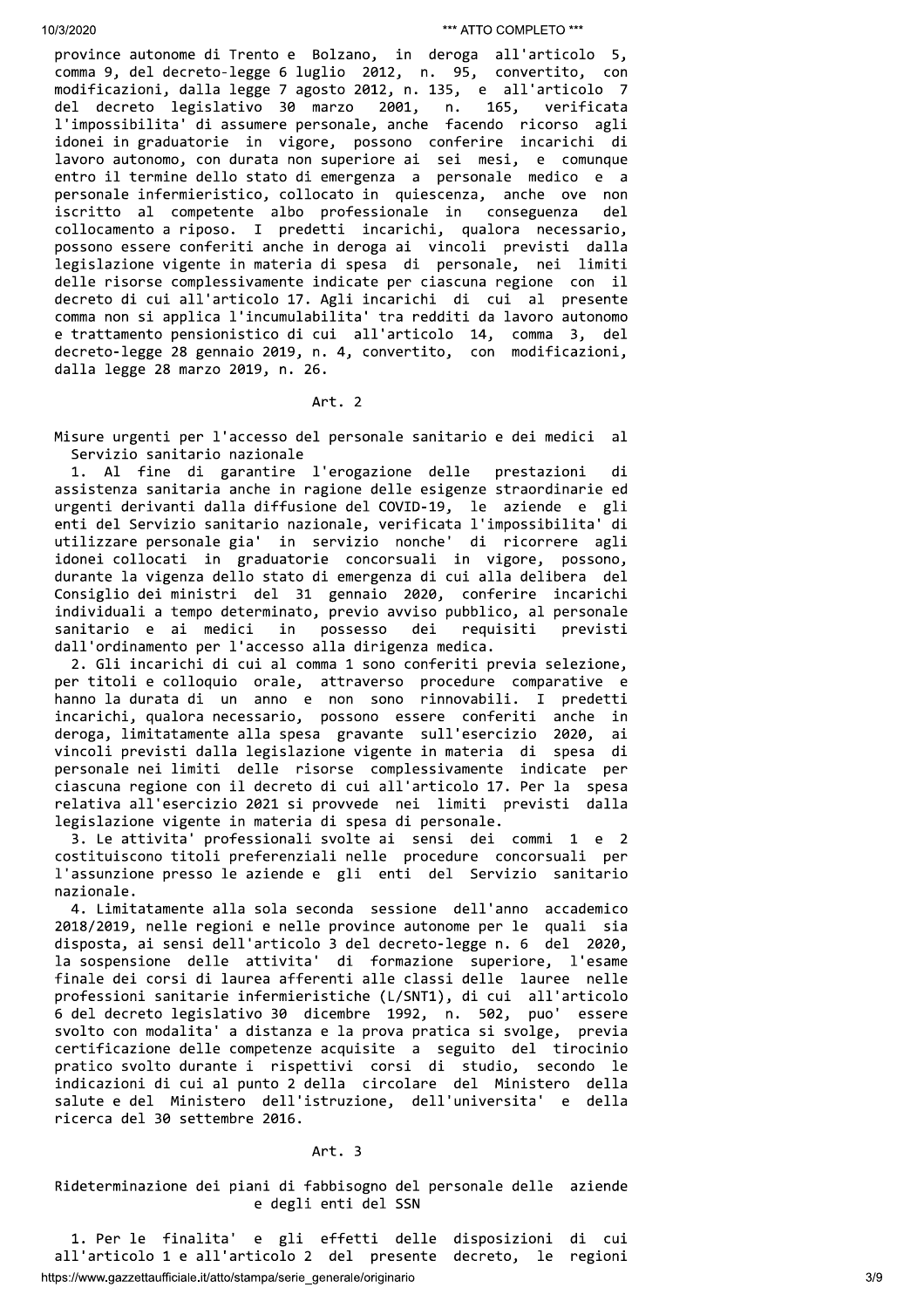province autonome di Trento e Bolzano, in deroga all'articolo 5, comma 9, del decreto-legge 6 luglio 2012, n. 95, convertito, con modificazioni, dalla legge 7 agosto 2012, n. 135, e all'articolo 7 del decreto legislativo 30 marzo 2001, n. 165, verificata l'impossibilita' di assumere personale, anche facendo ricorso agli idonei in graduatorie in vigore, possono conferire incarichi di lavoro autonomo, con durata non superiore ai sei mesi, e comunque entro il termine dello stato di emergenza a personale medico e a personale infermieristico, collocato in quiescenza, anche ove non iscritto al competente albo professionale in conseguenza del collocamento a riposo. I predetti incarichi, qualora necessario, possono essere conferiti anche in deroga ai vincoli previsti dalla legislazione vigente in materia di spesa di personale, nei limiti delle risorse complessivamente indicate per ciascuna regione con il decreto di cui all'articolo 17. Agli incarichi di cui al presente comma non si applica l'incumulabilita' tra redditi da lavoro autonomo e trattamento pensionistico di cui all'articolo 14, comma 3, del decreto-legge 28 gennaio 2019, n. 4, convertito, con modificazioni, dalla legge 28 marzo 2019, n. 26.

## Art. 2

### Misure urgenti per l'accesso del personale sanitario e dei medici al Servizio sanitario nazionale

1. Al fine di garantire l'erogazione delle prestazioni di assistenza sanitaria anche in ragione delle esigenze straordinarie ed urgenti derivanti dalla diffusione del COVID-19, le aziende e gli enti del Servizio sanitario nazionale, verificata l'impossibilita' di utilizzare personale gia' in servizio nonche' di ricorrere agli idonei collocati in graduatorie concorsuali in vigore, possono, durante la vigenza dello stato di emergenza di cui alla delibera del Consiglio dei ministri del 31 gennaio 2020, conferire incarichi individuali a tempo determinato, previo avviso pubblico, al personale sanitario e ai medici in possesso dei requisiti previsti dall'ordinamento per l'accesso alla dirigenza medica.

2. Gli incarichi di cui al comma 1 sono conferiti previa selezione, per titoli e colloquio orale, attraverso procedure comparative e hanno la durata di un anno e non sono rinnovabili. I predetti incarichi, qualora necessario, possono essere conferiti anche in deroga, limitatamente alla spesa gravante sull'esercizio 2020, ai vincoli previsti dalla legislazione vigente in materia di spesa di personale nei limiti delle risorse complessivamente indicate per ciascuna regione con il decreto di cui all'articolo 17. Per la spesa relativa all'esercizio 2021 si provvede nei limiti previsti dalla legislazione vigente in materia di spesa di personale.

3. Le attivita' professionali svolte ai sensi dei commi 1 e 2 costituiscono titoli preferenziali nelle procedure concorsuali per l'assunzione presso le aziende e gli enti del Servizio sanitario nazionale.

4. Limitatamente alla sola seconda sessione dell'anno accademico 2018/2019, nelle regioni e nelle province autonome per le quali sia disposta, ai sensi dell'articolo 3 del decreto-legge n. 6 del 2020, la sospensione delle attivita' di formazione superiore, l'esame finale dei corsi di laurea afferenti alle classi delle lauree nelle professioni sanitarie infermieristiche (L/SNT1), di cui all'articolo 6 del decreto legislativo 30 dicembre 1992, n. 502, puo' essere svolto con modalita' a distanza e la prova pratica si svolge, previa certificazione delle competenze acquisite a seguito del tirocinio pratico svolto durante i rispettivi corsi di studio, secondo le indicazioni di cui al punto 2 della circolare del Ministero della salute e del Ministero dell'istruzione, dell'universita' e della ricerca del 30 settembre 2016.

## Art. 3

### Rideterminazione dei piani di fabbisogno del personale delle aziende e degli enti del SSN

1. Per le finalita' e gli effetti delle disposizioni di cui all'articolo 1 e all'articolo 2 del presente decreto, le regioni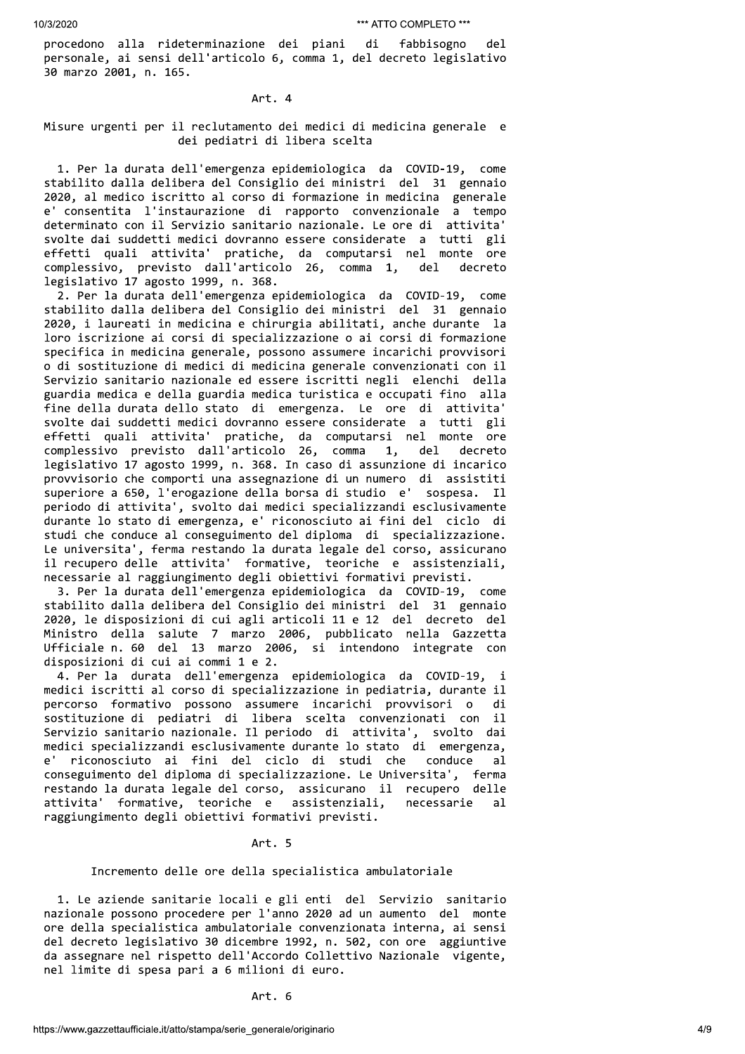procedono alla rideterminazione dei piani di fabbisogno del personale, ai sensi dell'articolo 6, comma 1, del decreto legislativo 30 marzo 2001, n. 165.

## Art. 4

### Misure urgenti per il reclutamento dei medici di medicina generale e dei pediatri di libera scelta

1. Per la durata dell'emergenza epidemiologica da COVID-19, come stabilito dalla delibera del Consiglio dei ministri del 31 gennaio 2020, al medico iscritto al corso di formazione in medicina generale e' consentita l'instaurazione di rapporto convenzionale a tempo determinato con il Servizio sanitario nazionale. Le ore di attivita' svolte dai suddetti medici dovranno essere considerate a tutti gli effetti quali attivita' pratiche, da computarsi nel monte ore complessivo, previsto dall'articolo 26, comma 1, del decreto legislativo 17 agosto 1999, n. 368.

2. Per la durata dell'emergenza epidemiologica da COVID-19, come stabilito dalla delibera del Consiglio dei ministri del 31 gennaio 2020, i laureati in medicina e chirurgia abilitati, anche durante la loro iscrizione ai corsi di specializzazione o ai corsi di formazione specifica in medicina generale, possono assumere incarichi provvisori o di sostituzione di medici di medicina generale convenzionati con il Servizio sanitario nazionale ed essere iscritti negli elenchi della guardia medica e della guardia medica turistica e occupati fino alla fine della durata dello stato di emergenza. Le ore di attivita' svolte dai suddetti medici dovranno essere considerate a tutti gli effetti quali attivita' pratiche, da computarsi nel monte ore complessivo previsto dall'articolo 26, comma 1, del decreto legislativo 17 agosto 1999, n. 368. In caso di assunzione di incarico provvisorio che comporti una assegnazione di un numero di assistiti superiore a 650, l'erogazione della borsa di studio e' sospesa. Il periodo di attivita', svolto dai medici specializzandi esclusivamente durante lo stato di emergenza, e' riconosciuto ai fini del ciclo di studi che conduce al conseguimento del diploma di specializzazione. Le universita', ferma restando la durata legale del corso, assicurano il recupero delle attivita' formative, teoriche e assistenziali, necessarie al raggiungimento degli obiettivi formativi previsti.

3. Per la durata dell'emergenza epidemiologica da COVID-19, come stabilito dalla delibera del Consiglio dei ministri del 31 gennaio 2020, le disposizioni di cui agli articoli 11 e 12 del decreto del Ministro della salute 7 marzo 2006, pubblicato nella Gazzetta Ufficiale n. 60 del 13 marzo 2006, si intendono integrate con disposizioni di cui ai commi 1 e 2.

4. Per la durata dell'emergenza epidemiologica da COVID-19, i medici iscritti al corso di specializzazione in pediatria, durante il percorso formativo possono assumere incarichi provvisori o di sostituzione di pediatri di libera scelta convenzionati con il Servizio sanitario nazionale. Il periodo di attivita', svolto dai medici specializzandi esclusivamente durante lo stato di emergenza, e' riconosciuto ai fini del ciclo di studi che conduce al conseguimento del diploma di specializzazione. Le Universita', ferma restando la durata legale del corso, assicurano il recupero delle attivita' formative, teoriche e assistenziali, necessarie al raggiungimento degli obiettivi formativi previsti.

## Art. 5

### Incremento delle ore della specialistica ambulatoriale

1. Le aziende sanitarie locali e gli enti del Servizio sanitario nazionale possono procedere per l'anno 2020 ad un aumento del monte ore della specialistica ambulatoriale convenzionata interna, ai sensi del decreto legislativo 30 dicembre 1992, n. 502, con ore aggiuntive da assegnare nel rispetto dell'Accordo Collettivo Nazionale vigente, nel limite di spesa pari a 6 milioni di euro.

## Art. 6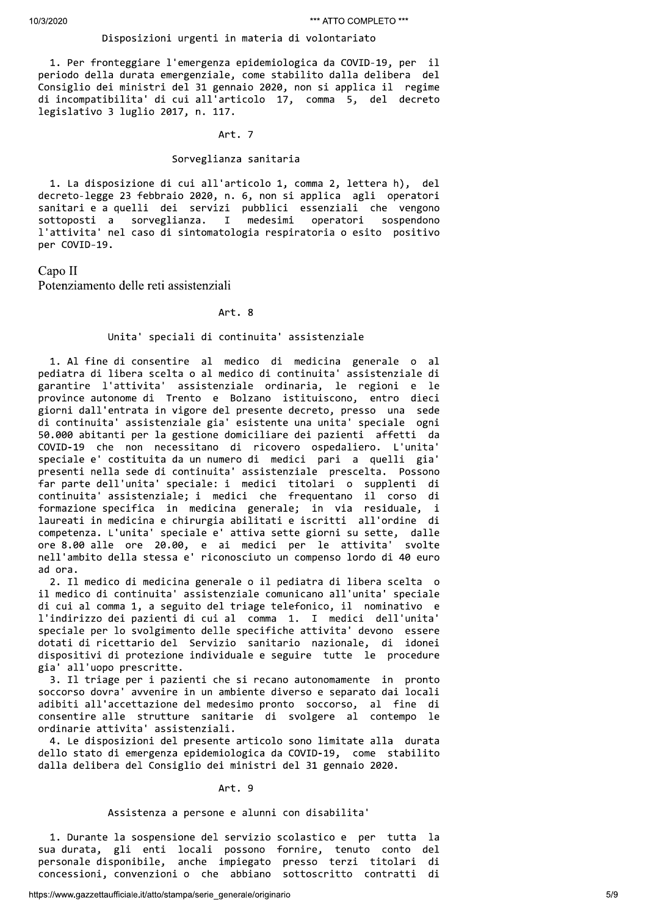### Disposizioni urgenti in materia di volontariato

1. Per fronteggiare l'emergenza epidemiologica da COVID-19, per il periodo della durata emergenziale, come stabilito dalla delibera del Consiglio dei ministri del 31 gennaio 2020, non si applica il regime di incompatibilita' di cui all'articolo 17, comma 5, del decreto legislativo 3 luglio 2017, n. 117.

### Art. 7

### Sorveglianza sanitaria

1. La disposizione di cui all'articolo 1, comma 2, lettera h), del decreto-legge 23 febbraio 2020, n. 6, non si applica agli operatori sanitari e a quelli dei servizi pubblici essenziali che vengono sottoposti a sorveglianza. I medesimi operatori sospendono l'attivita' nel caso di sintomatologia respiratoria o esito positivo per COVID-19.

## Capo II
## Potenziamento delle reti assistenziali

### Art. 8

### Unita' speciali di continuita' assistenziale

1. Al fine di consentire al medico di medicina generale o al pediatra di libera scelta o al medico di continuita' assistenziale di garantire l'attivita' assistenziale ordinaria, le regioni e le province autonome di Trento e Bolzano istituiscono, entro dieci giorni dall'entrata in vigore del presente decreto, presso una sede di continuita' assistenziale gia' esistente una unita' speciale ogni 50.000 abitanti per la gestione domiciliare dei pazienti affetti da COVID-19 che non necessitano di ricovero ospedaliero. L'unita' speciale e' costituita da un numero di medici pari a quelli gia' presenti nella sede di continuita' assistenziale prescelta. Possono far parte dell'unita' speciale: i medici titolari o supplenti di continuita' assistenziale; i medici che frequentano il corso di formazione specifica in medicina generale; in via residuale, i laureati in medicina e chirurgia abilitati e iscritti all'ordine di competenza. L'unita' speciale e' attiva sette giorni su sette, dalle ore 8.00 alle ore 20.00, e ai medici per le attivita' svolte nell'ambito della stessa e' riconosciuto un compenso lordo di 40 euro ad ora.

2. Il medico di medicina generale o il pediatra di libera scelta o il medico di continuita' assistenziale comunicano all'unita' speciale di cui al comma 1, a seguito del triage telefonico, il nominativo e l'indirizzo dei pazienti di cui al comma 1. I medici dell'unita' speciale per lo svolgimento delle specifiche attivita' devono essere dotati di ricettario del Servizio sanitario nazionale, di idonei dispositivi di protezione individuale e seguire tutte le procedure gia' all'uopo prescritte.

3. Il triage per i pazienti che si recano autonomamente in pronto soccorso dovra' avvenire in un ambiente diverso e separato dai locali adibiti all'accettazione del medesimo pronto soccorso, al fine di consentire alle strutture sanitarie di svolgere al contempo le ordinarie attivita' assistenziali.

4. Le disposizioni del presente articolo sono limitate alla durata dello stato di emergenza epidemiologica da COVID-19, come stabilito dalla delibera del Consiglio dei ministri del 31 gennaio 2020.

### Art. 9

### Assistenza a persone e alunni con disabilita'

1. Durante la sospensione del servizio scolastico e per tutta la sua durata, gli enti locali possono fornire, tenuto conto del personale disponibile, anche impiegato presso terzi titolari di concessioni, convenzioni o che abbiano sottoscritto contratti di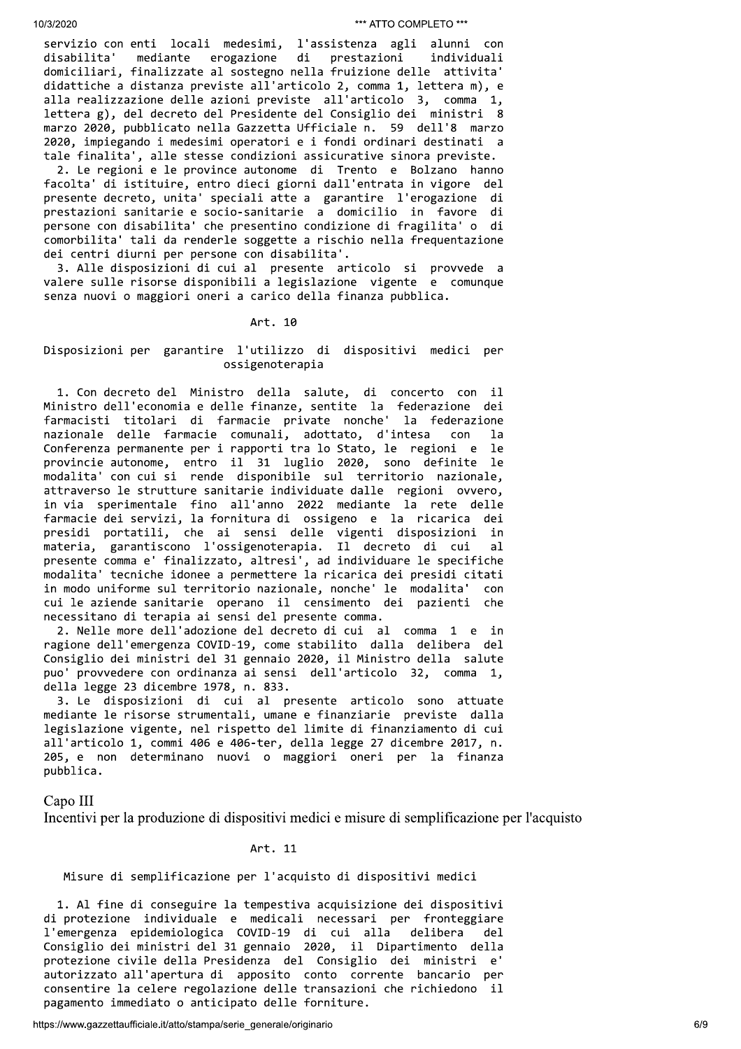servizio con enti locali medesimi, l'assistenza agli alunni con disabilita' mediante erogazione di prestazioni individuali domiciliari, finalizzate al sostegno nella fruizione delle attivita' didattiche a distanza previste all'articolo 2, comma 1, lettera m), e alla realizzazione delle azioni previste all'articolo 3, comma 1, lettera g), del decreto del Presidente del Consiglio dei ministri 8 marzo 2020, pubblicato nella Gazzetta Ufficiale n. 59 dell'8 marzo 2020, impiegando i medesimi operatori e i fondi ordinari destinati a tale finalita', alle stesse condizioni assicurative sinora previste.

2. Le regioni e le province autonome di Trento e Bolzano hanno facolta' di istituire, entro dieci giorni dall'entrata in vigore del presente decreto, unita' speciali atte a garantire l'erogazione di prestazioni sanitarie e socio-sanitarie a domicilio in favore di persone con disabilita' che presentino condizione di fragilita' o di comorbilita' tali da renderle soggette a rischio nella frequentazione dei centri diurni per persone con disabilita'.

3. Alle disposizioni di cui al presente articolo si provvede a valere sulle risorse disponibili a legislazione vigente e comunque senza nuovi o maggiori oneri a carico della finanza pubblica.

### Art. 10

**Disposizioni per garantire l'utilizzo di dispositivi medici per ossigenoterapia**

1. Con decreto del Ministro della salute, di concerto con il Ministro dell'economia e delle finanze, sentite la federazione dei farmacisti titolari di farmacie private nonche' la federazione nazionale delle farmacie comunali, adottato, d'intesa con la Conferenza permanente per i rapporti tra lo Stato, le regioni e le provincie autonome, entro il 31 luglio 2020, sono definite le modalita' con cui si rende disponibile sul territorio nazionale, attraverso le strutture sanitarie individuate dalle regioni ovvero, in via sperimentale fino all'anno 2022 mediante la rete delle farmacie dei servizi, la fornitura di ossigeno e la ricarica dei presidi portatili, che ai sensi delle vigenti disposizioni in materia, garantiscono l'ossigenoterapia. Il decreto di cui al presente comma e' finalizzato, altresi', ad individuare le specifiche modalita' tecniche idonee a permettere la ricarica dei presidi citati in modo uniforme sul territorio nazionale, nonche' le modalita' con cui le aziende sanitarie operano il censimento dei pazienti che necessitano di terapia ai sensi del presente comma.

2. Nelle more dell'adozione del decreto di cui al comma 1 e in ragione dell'emergenza COVID-19, come stabilito dalla delibera del Consiglio dei ministri del 31 gennaio 2020, il Ministro della salute puo' provvedere con ordinanza ai sensi dell'articolo 32, comma 1, della legge 23 dicembre 1978, n. 833.

3. Le disposizioni di cui al presente articolo sono attuate mediante le risorse strumentali, umane e finanziarie previste dalla legislazione vigente, nel rispetto del limite di finanziamento di cui all'articolo 1, commi 406 e 406-ter, della legge 27 dicembre 2017, n. 205, e non determinano nuovi o maggiori oneri per la finanza pubblica.

## Capo III
## Incentivi per la produzione di dispositivi medici e misure di semplificazione per l'acquisto

### Art. 11

**Misure di semplificazione per l'acquisto di dispositivi medici**

1. Al fine di conseguire la tempestiva acquisizione dei dispositivi di protezione individuale e medicali necessari per fronteggiare l'emergenza epidemiologica COVID-19 di cui alla delibera del Consiglio dei ministri del 31 gennaio 2020, il Dipartimento della protezione civile della Presidenza del Consiglio dei ministri e' autorizzato all'apertura di apposito conto corrente bancario per consentire la celere regolazione delle transazioni che richiedono il pagamento immediato o anticipato delle forniture.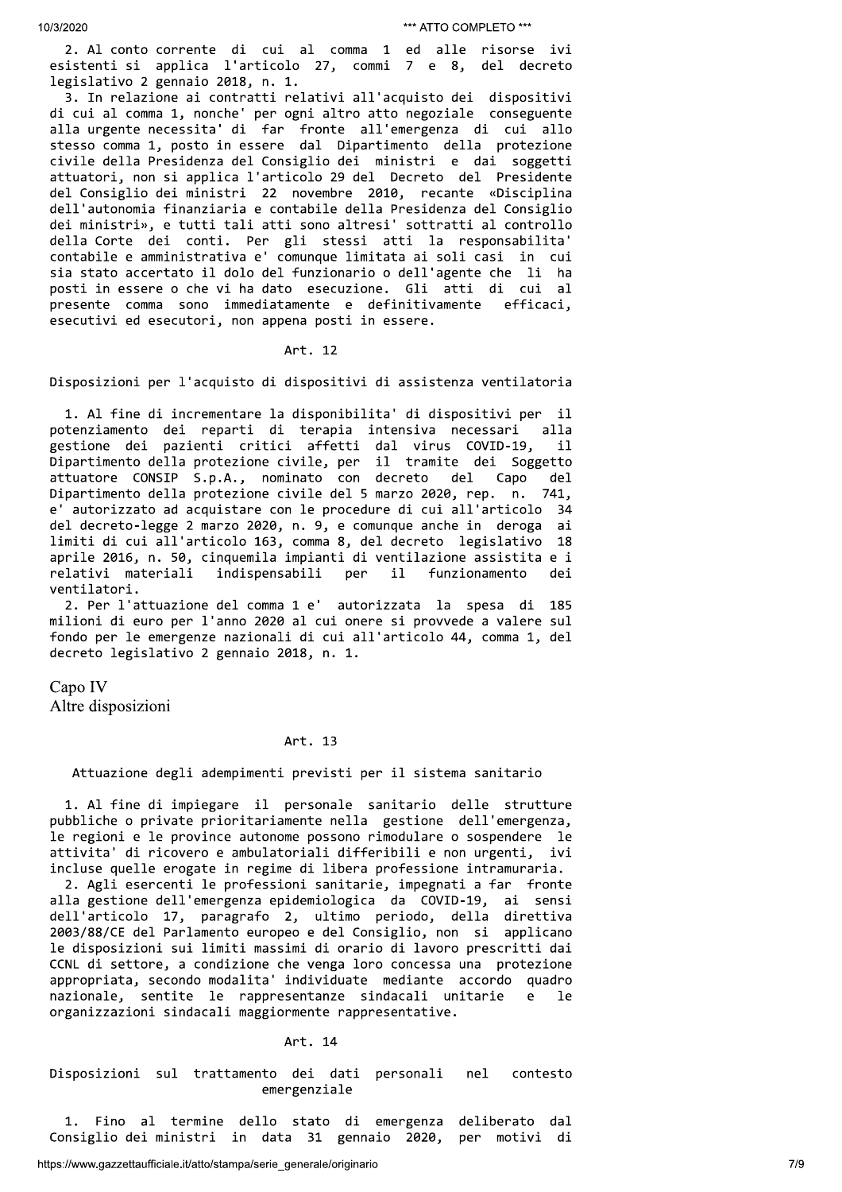2. Al conto corrente di cui al comma 1 ed alle risorse ivi esistenti si applica l'articolo 27, commi 7 e 8, del decreto legislativo 2 gennaio 2018, n. 1.

3. In relazione ai contratti relativi all'acquisto dei dispositivi di cui al comma 1, nonche' per ogni altro atto negoziale conseguente alla urgente necessita' di far fronte all'emergenza di cui allo stesso comma 1, posto in essere dal Dipartimento della protezione civile della Presidenza del Consiglio dei ministri e dai soggetti attuatori, non si applica l'articolo 29 del Decreto del Presidente del Consiglio dei ministri 22 novembre 2010, recante «Disciplina dell'autonomia finanziaria e contabile della Presidenza del Consiglio dei ministri», e tutti tali atti sono altresi' sottratti al controllo della Corte dei conti. Per gli stessi atti la responsabilita' contabile e amministrativa e' comunque limitata ai soli casi in cui sia stato accertato il dolo del funzionario o dell'agente che li ha posti in essere o che vi ha dato esecuzione. Gli atti di cui al presente comma sono immediatamente e definitivamente efficaci, esecutivi ed esecutori, non appena posti in essere.

### Art. 12

### Disposizioni per l'acquisto di dispositivi di assistenza ventilatoria

1. Al fine di incrementare la disponibilita' di dispositivi per il potenziamento dei reparti di terapia intensiva necessari alla gestione dei pazienti critici affetti dal virus COVID-19, il Dipartimento della protezione civile, per il tramite dei Soggetto attuatore CONSIP S.p.A., nominato con decreto del Capo del Dipartimento della protezione civile del 5 marzo 2020, rep. n. 741, e' autorizzato ad acquistare con le procedure di cui all'articolo 34 del decreto-legge 2 marzo 2020, n. 9, e comunque anche in deroga ai limiti di cui all'articolo 163, comma 8, del decreto legislativo 18 aprile 2016, n. 50, cinquemila impianti di ventilazione assistita e i relativi materiali indispensabili per il funzionamento dei ventilatori.

2. Per l'attuazione del comma 1 e' autorizzata la spesa di 185 milioni di euro per l'anno 2020 al cui onere si provvede a valere sul fondo per le emergenze nazionali di cui all'articolo 44, comma 1, del decreto legislativo 2 gennaio 2018, n. 1.

## Capo IV
## Altre disposizioni

### Art. 13

### Attuazione degli adempimenti previsti per il sistema sanitario

1. Al fine di impiegare il personale sanitario delle strutture pubbliche o private prioritariamente nella gestione dell'emergenza, le regioni e le province autonome possono rimodulare o sospendere le attivita' di ricovero e ambulatoriali differibili e non urgenti, ivi incluse quelle erogate in regime di libera professione intramuraria.

2. Agli esercenti le professioni sanitarie, impegnati a far fronte alla gestione dell'emergenza epidemiologica da COVID-19, ai sensi dell'articolo 17, paragrafo 2, ultimo periodo, della direttiva 2003/88/CE del Parlamento europeo e del Consiglio, non si applicano le disposizioni sui limiti massimi di orario di lavoro prescritti dai CCNL di settore, a condizione che venga loro concessa una protezione appropriata, secondo modalita' individuate mediante accordo quadro nazionale, sentite le rappresentanze sindacali unitarie e le organizzazioni sindacali maggiormente rappresentative.

### Art. 14

### Disposizioni sul trattamento dei dati personali nel contesto emergenziale

1. Fino al termine dello stato di emergenza deliberato dal Consiglio dei ministri in data 31 gennaio 2020, per motivi di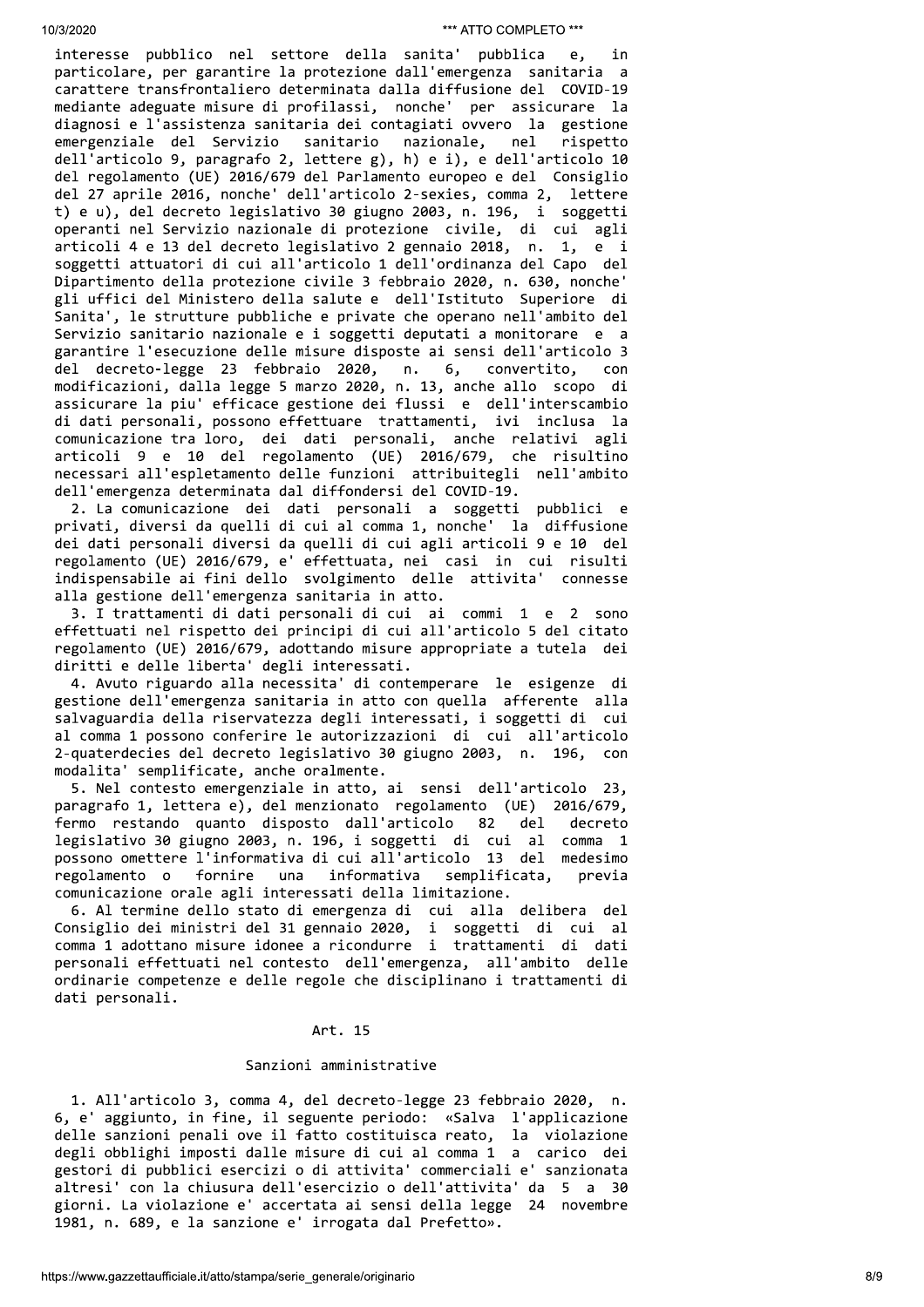interesse pubblico nel settore della sanita' pubblica e, in particolare, per garantire la protezione dall'emergenza sanitaria a carattere transfrontaliero determinata dalla diffusione del COVID-19 mediante adeguate misure di profilassi, nonche' per assicurare la diagnosi e l'assistenza sanitaria dei contagiati ovvero la gestione emergenziale del Servizio sanitario nazionale, nel rispetto dell'articolo 9, paragrafo 2, lettere g), h) e i), e dell'articolo 10 del regolamento (UE) 2016/679 del Parlamento europeo e del Consiglio del 27 aprile 2016, nonche' dell'articolo 2-sexies, comma 2, lettere t) e u), del decreto legislativo 30 giugno 2003, n. 196, i soggetti operanti nel Servizio nazionale di protezione civile, di cui agli articoli 4 e 13 del decreto legislativo 2 gennaio 2018, n. 1, e i soggetti attuatori di cui all'articolo 1 dell'ordinanza del Capo del Dipartimento della protezione civile 3 febbraio 2020, n. 630, nonche' gli uffici del Ministero della salute e dell'Istituto Superiore di Sanita', le strutture pubbliche e private che operano nell'ambito del Servizio sanitario nazionale e i soggetti deputati a monitorare e a garantire l'esecuzione delle misure disposte ai sensi dell'articolo 3 del decreto-legge 23 febbraio 2020, n. 6, convertito, con modificazioni, dalla legge 5 marzo 2020, n. 13, anche allo scopo di assicurare la piu' efficace gestione dei flussi e dell'interscambio di dati personali, possono effettuare trattamenti, ivi inclusa la comunicazione tra loro, dei dati personali, anche relativi agli articoli 9 e 10 del regolamento (UE) 2016/679, che risultino necessari all'espletamento delle funzioni attribuitegli nell'ambito dell'emergenza determinata dal diffondersi del COVID-19.

2. La comunicazione dei dati personali a soggetti pubblici e privati, diversi da quelli di cui al comma 1, nonche' la diffusione dei dati personali diversi da quelli di cui agli articoli 9 e 10 del regolamento (UE) 2016/679, e' effettuata, nei casi in cui risulti indispensabile ai fini dello svolgimento delle attivita' connesse alla gestione dell'emergenza sanitaria in atto.

3. I trattamenti di dati personali di cui ai commi 1 e 2 sono effettuati nel rispetto dei principi di cui all'articolo 5 del citato regolamento (UE) 2016/679, adottando misure appropriate a tutela dei diritti e delle liberta' degli interessati.

4. Avuto riguardo alla necessita' di contemperare le esigenze di gestione dell'emergenza sanitaria in atto con quella afferente alla salvaguardia della riservatezza degli interessati, i soggetti di cui al comma 1 possono conferire le autorizzazioni di cui all'articolo 2-quaterdecies del decreto legislativo 30 giugno 2003, n. 196, con modalita' semplificate, anche oralmente.

5. Nel contesto emergenziale in atto, ai sensi dell'articolo 23, paragrafo 1, lettera e), del menzionato regolamento (UE) 2016/679, fermo restando quanto disposto dall'articolo 82 del decreto legislativo 30 giugno 2003, n. 196, i soggetti di cui al comma 1 possono omettere l'informativa di cui all'articolo 13 del medesimo regolamento o fornire una informativa semplificata, previa comunicazione orale agli interessati della limitazione.

6. Al termine dello stato di emergenza di cui alla delibera del Consiglio dei ministri del 31 gennaio 2020, i soggetti di cui al comma 1 adottano misure idonee a ricondurre i trattamenti di dati personali effettuati nel contesto dell'emergenza, all'ambito delle ordinarie competenze e delle regole che disciplinano i trattamenti di dati personali.

## Art. 15

### Sanzioni amministrative

1. All'articolo 3, comma 4, del decreto-legge 23 febbraio 2020, n. 6, e' aggiunto, in fine, il seguente periodo: «Salva l'applicazione delle sanzioni penali ove il fatto costituisca reato, la violazione degli obblighi imposti dalle misure di cui al comma 1 a carico dei gestori di pubblici esercizi o di attivita' commerciali e' sanzionata altresi' con la chiusura dell'esercizio o dell'attivita' da 5 a 30 giorni. La violazione e' accertata ai sensi della legge 24 novembre 1981, n. 689, e la sanzione e' irrogata dal Prefetto».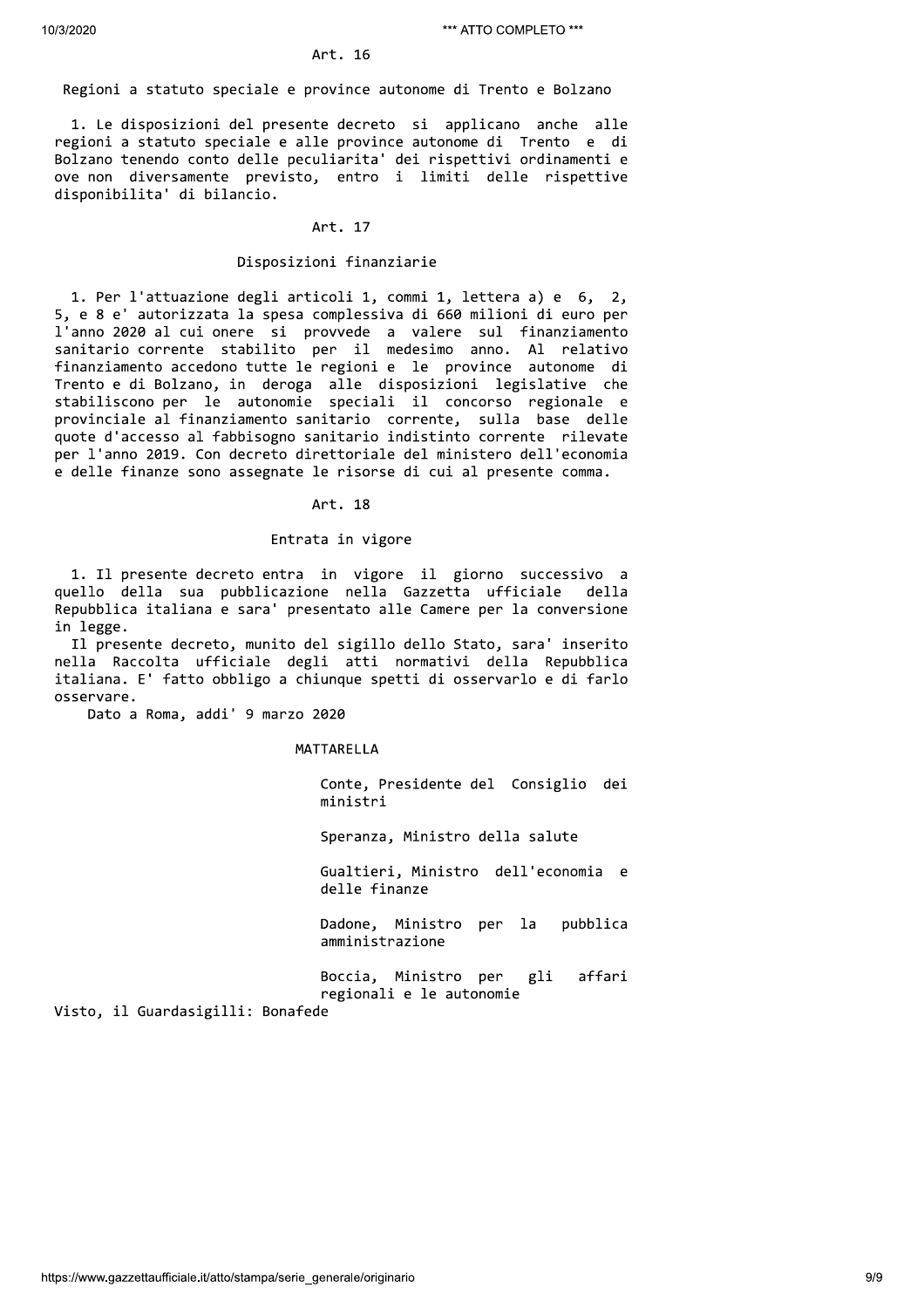## Art. 16

### Regioni a statuto speciale e province autonome di Trento e Bolzano

1. Le disposizioni del presente decreto si applicano anche alle regioni a statuto speciale e alle province autonome di Trento e di Bolzano tenendo conto delle peculiarita' dei rispettivi ordinamenti e ove non diversamente previsto, entro i limiti delle rispettive disponibilita' di bilancio.

## Art. 17

### Disposizioni finanziarie

1. Per l'attuazione degli articoli 1, commi 1, lettera a) e 6, 2, 5, e 8 e' autorizzata la spesa complessiva di 660 milioni di euro per l'anno 2020 al cui onere si provvede a valere sul finanziamento sanitario corrente stabilito per il medesimo anno. Al relativo finanziamento accedono tutte le regioni e le province autonome di Trento e di Bolzano, in deroga alle disposizioni legislative che stabiliscono per le autonomie speciali il concorso regionale e provinciale al finanziamento sanitario corrente, sulla base delle quote d'accesso al fabbisogno sanitario indistinto corrente rilevate per l'anno 2019. Con decreto direttoriale del ministero dell'economia e delle finanze sono assegnate le risorse di cui al presente comma.

## Art. 18

### Entrata in vigore

1. Il presente decreto entra in vigore il giorno successivo a quello della sua pubblicazione nella Gazzetta ufficiale della Repubblica italiana e sara' presentato alle Camere per la conversione in legge.

Il presente decreto, munito del sigillo dello Stato, sara' inserito nella Raccolta ufficiale degli atti normativi della Repubblica italiana. E' fatto obbligo a chiunque spetti di osservarlo e di farlo osservare.

Dato a Roma, addi' 9 marzo 2020

MATTARELLA

Conte, Presidente del Consiglio dei ministri

Speranza, Ministro della salute

Gualtieri, Ministro dell'economia e delle finanze

Dadone, Ministro per la pubblica amministrazione

Boccia, Ministro per gli affari regionali e le autonomie

Visto, il Guardasigilli: Bonafede